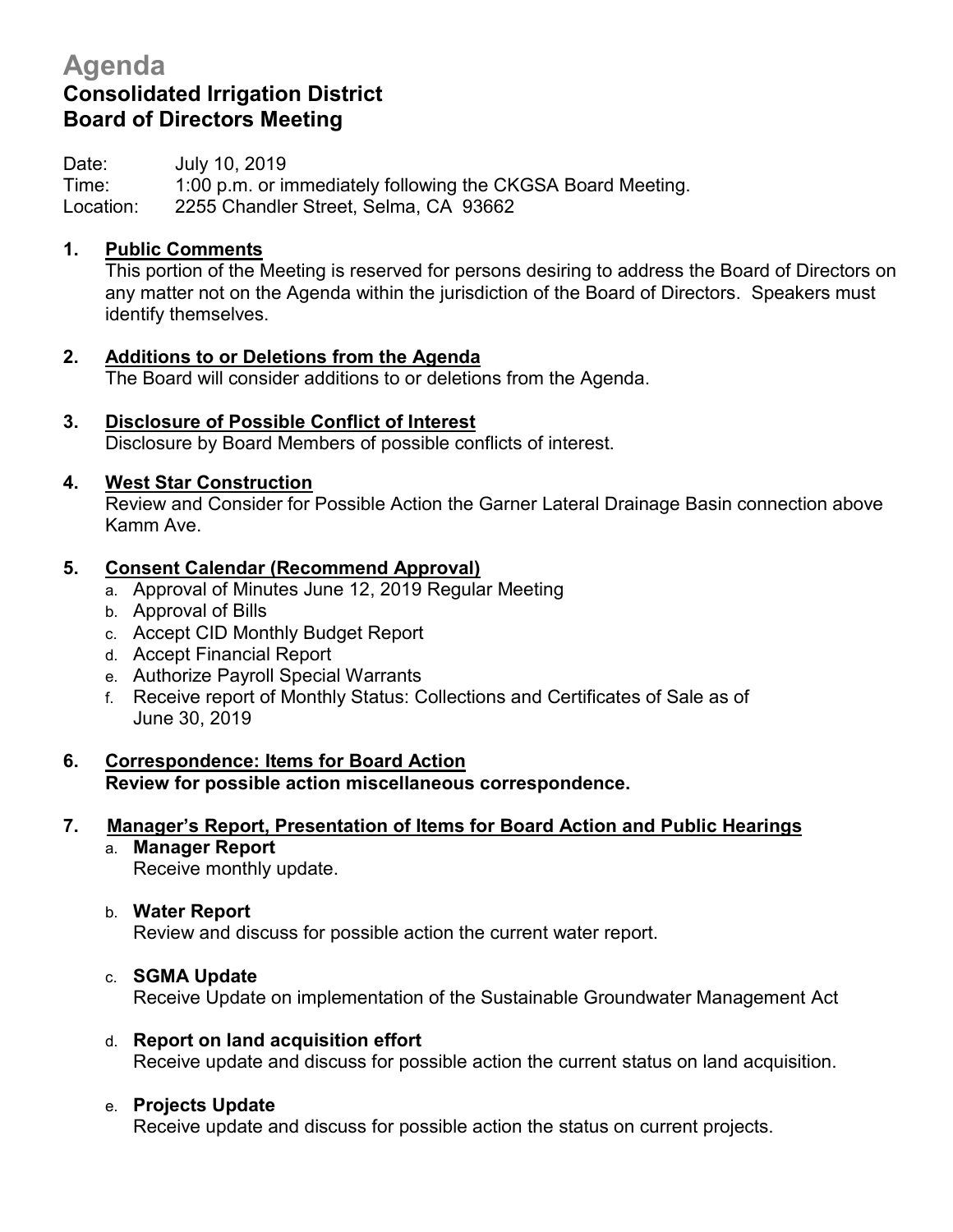# Agenda

## Consolidated Irrigation District
## Board of Directors Meeting

Date: July 10, 2019
Time: 1:00 p.m. or immediately following the CKGSA Board Meeting.
Location: 2255 Chandler Street, Selma, CA 93662

1. **Public Comments**
   This portion of the Meeting is reserved for persons desiring to address the Board of Directors on any matter not on the Agenda within the jurisdiction of the Board of Directors. Speakers must identify themselves.

2. **Additions to or Deletions from the Agenda**
   The Board will consider additions to or deletions from the Agenda.

3. **Disclosure of Possible Conflict of Interest**
   Disclosure by Board Members of possible conflicts of interest.

4. **West Star Construction**
   Review and Consider for Possible Action the Garner Lateral Drainage Basin connection above Kamm Ave.

5. **Consent Calendar (Recommend Approval)**
   a. Approval of Minutes June 12, 2019 Regular Meeting
   b. Approval of Bills
   c. Accept CID Monthly Budget Report
   d. Accept Financial Report
   e. Authorize Payroll Special Warrants
   f. Receive report of Monthly Status: Collections and Certificates of Sale as of June 30, 2019

6. **Correspondence: Items for Board Action**
   **Review for possible action miscellaneous correspondence.**

7. **Manager's Report, Presentation of Items for Board Action and Public Hearings**
   a. **Manager Report**
      Receive monthly update.

   b. **Water Report**
      Review and discuss for possible action the current water report.

   c. **SGMA Update**
      Receive Update on implementation of the Sustainable Groundwater Management Act

   d. **Report on land acquisition effort**
      Receive update and discuss for possible action the current status on land acquisition.

   e. **Projects Update**
      Receive update and discuss for possible action the status on current projects.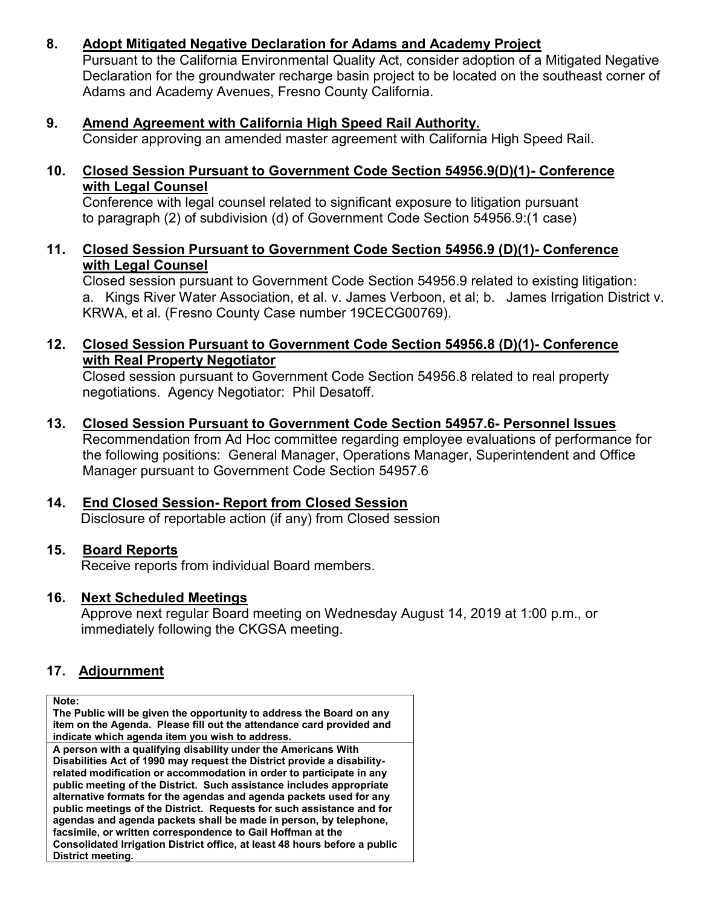8. **Adopt Mitigated Negative Declaration for Adams and Academy Project**
   Pursuant to the California Environmental Quality Act, consider adoption of a Mitigated Negative Declaration for the groundwater recharge basin project to be located on the southeast corner of Adams and Academy Avenues, Fresno County California.

9. **Amend Agreement with California High Speed Rail Authority.**
   Consider approving an amended master agreement with California High Speed Rail.

10. **Closed Session Pursuant to Government Code Section 54956.9(D)(1)- Conference with Legal Counsel**
    Conference with legal counsel related to significant exposure to litigation pursuant to paragraph (2) of subdivision (d) of Government Code Section 54956.9:(1 case)

11. **Closed Session Pursuant to Government Code Section 54956.9 (D)(1)- Conference with Legal Counsel**
    Closed session pursuant to Government Code Section 54956.9 related to existing litigation: a. Kings River Water Association, et al. v. James Verboon, et al; b. James Irrigation District v. KRWA, et al. (Fresno County Case number 19CECG00769).

12. **Closed Session Pursuant to Government Code Section 54956.8 (D)(1)- Conference with Real Property Negotiator**
    Closed session pursuant to Government Code Section 54956.8 related to real property negotiations. Agency Negotiator: Phil Desatoff.

13. **Closed Session Pursuant to Government Code Section 54957.6- Personnel Issues**
    Recommendation from Ad Hoc committee regarding employee evaluations of performance for the following positions: General Manager, Operations Manager, Superintendent and Office Manager pursuant to Government Code Section 54957.6

14. **End Closed Session- Report from Closed Session**
    Disclosure of reportable action (if any) from Closed session

15. **Board Reports**
    Receive reports from individual Board members.

16. **Next Scheduled Meetings**
    Approve next regular Board meeting on Wednesday August 14, 2019 at 1:00 p.m., or immediately following the CKGSA meeting.

17. **Adjournment**

| |
|---|
| **Note:** **The Public will be given the opportunity to address the Board on any item on the Agenda. Please fill out the attendance card provided and indicate which agenda item you wish to address.** |
| **A person with a qualifying disability under the Americans With Disabilities Act of 1990 may request the District provide a disability-related modification or accommodation in order to participate in any public meeting of the District. Such assistance includes appropriate alternative formats for the agendas and agenda packets used for any public meetings of the District. Requests for such assistance and for agendas and agenda packets shall be made in person, by telephone, facsimile, or written correspondence to Gail Hoffman at the Consolidated Irrigation District office, at least 48 hours before a public District meeting.** |